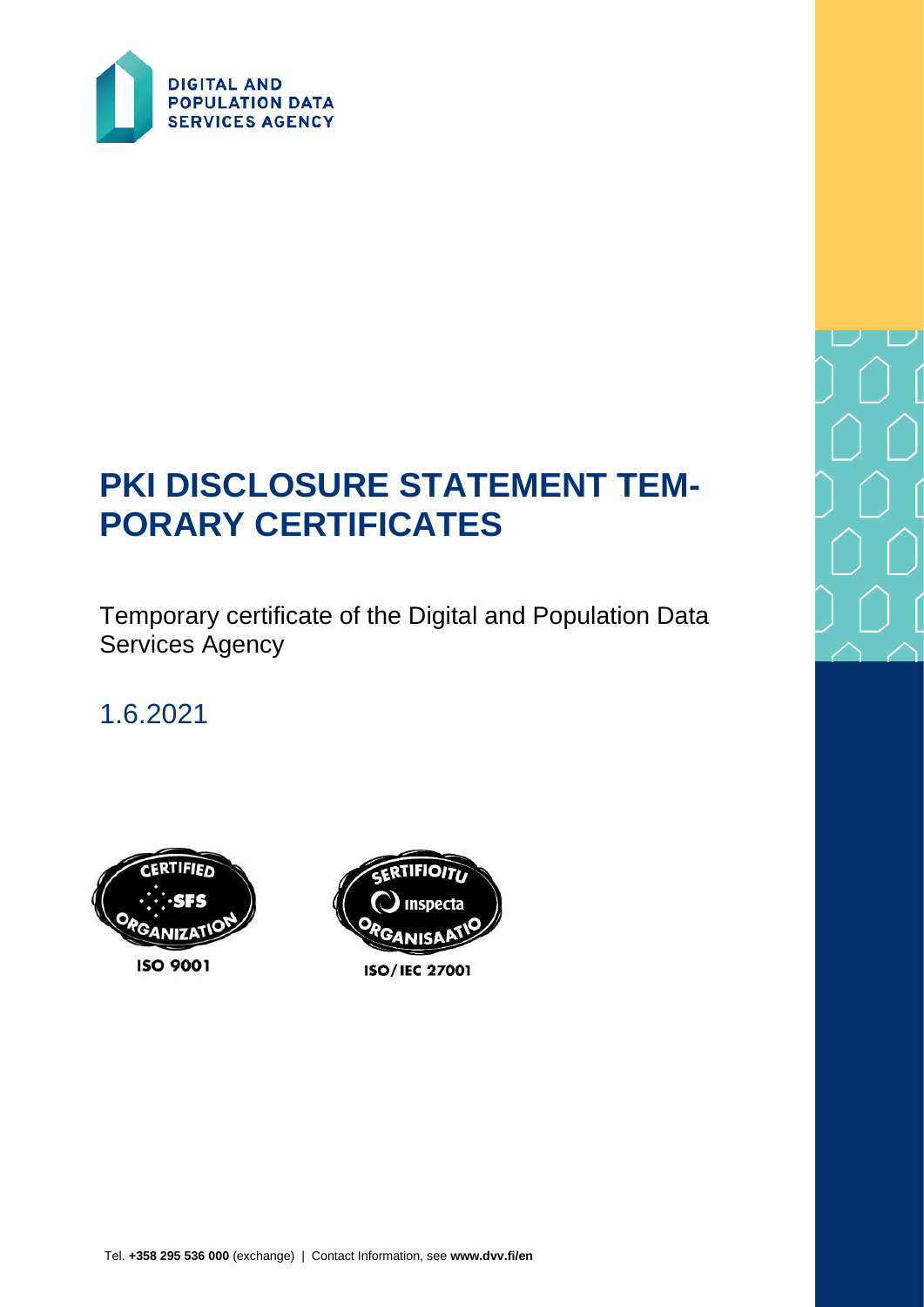DIGITAL AND POPULATION DATA SERVICES AGENCY

# PKI DISCLOSURE STATEMENT TEMPORARY CERTIFICATES

Temporary certificate of the Digital and Population Data Services Agency

1.6.2021

CERTIFIED SFS ORGANIZATION ISO 9001

SERTIFIOITU Inspecta ORGANISAATIO ISO/IEC 27001

Tel. **+358 295 536 000** (exchange) | Contact Information, see **www.dvv.fi/en**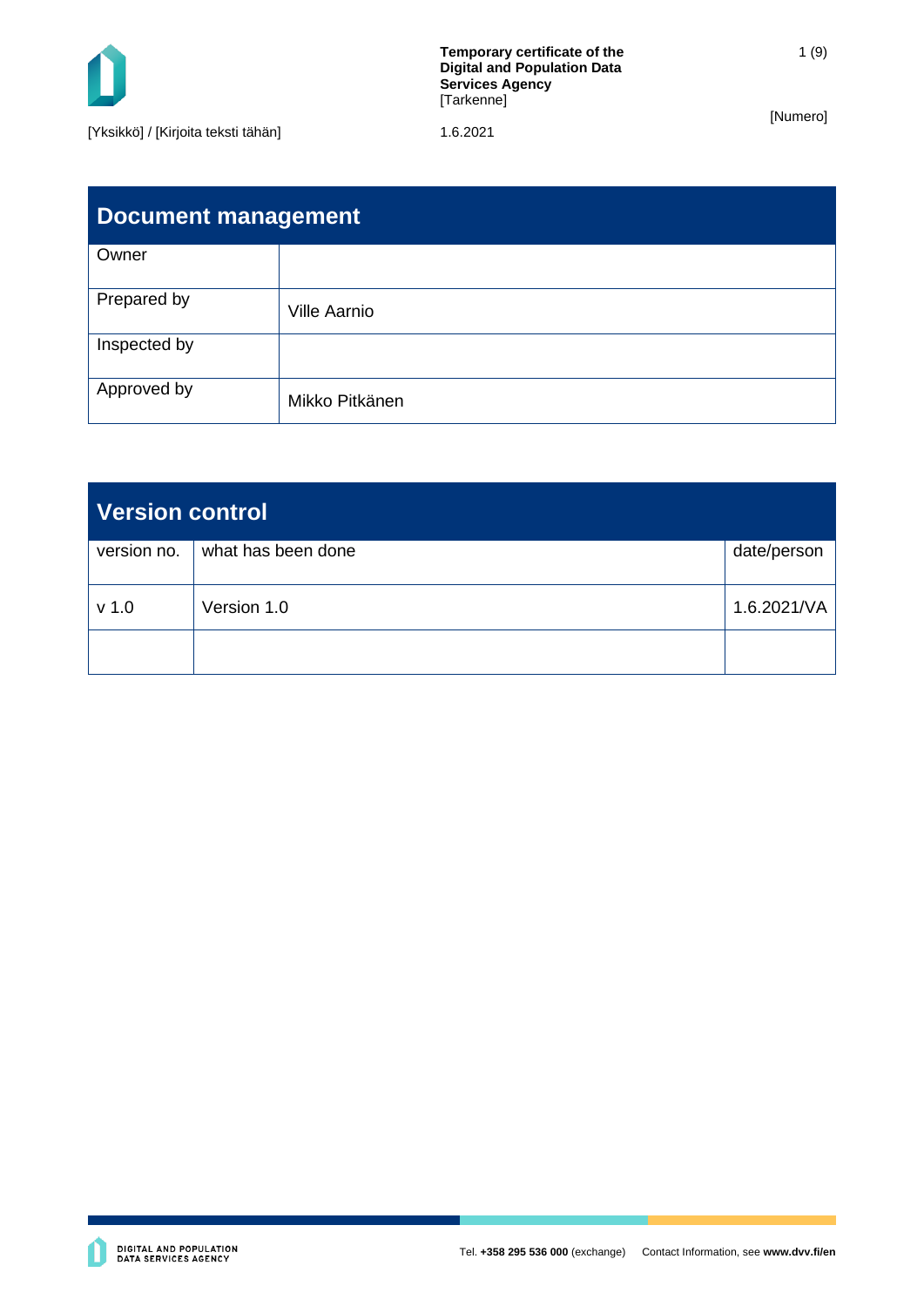## Document management

| Owner | |
|---|---|
| Prepared by | Ville Aarnio |
| Inspected by | |
| Approved by | Mikko Pitkänen |

## Version control

| version no. | what has been done | date/person |
|---|---|---|
| v 1.0 | Version 1.0 | 1.6.2021/VA |
| | | |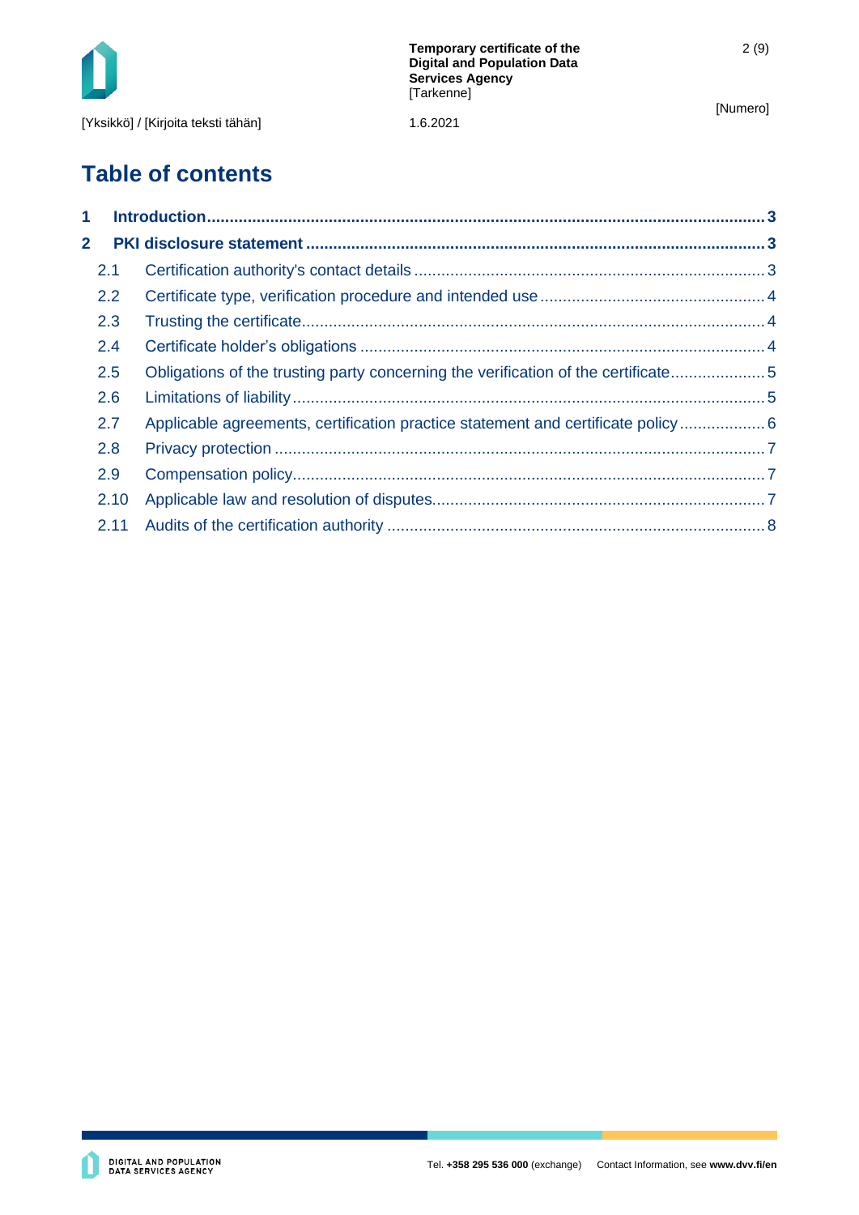# Table of contents

1 Introduction ........................................................................................................................ 3

2 PKI disclosure statement .................................................................................................. 3

- 2.1 Certification authority's contact details ........................................................................ 3
- 2.2 Certificate type, verification procedure and intended use ............................................ 4
- 2.3 Trusting the certificate .................................................................................................. 4
- 2.4 Certificate holder's obligations ..................................................................................... 4
- 2.5 Obligations of the trusting party concerning the verification of the certificate .............. 5
- 2.6 Limitations of liability ................................................................................................... 5
- 2.7 Applicable agreements, certification practice statement and certificate policy .............. 6
- 2.8 Privacy protection ........................................................................................................ 7
- 2.9 Compensation policy .................................................................................................... 7
- 2.10 Applicable law and resolution of disputes .................................................................... 7
- 2.11 Audits of the certification authority ............................................................................... 8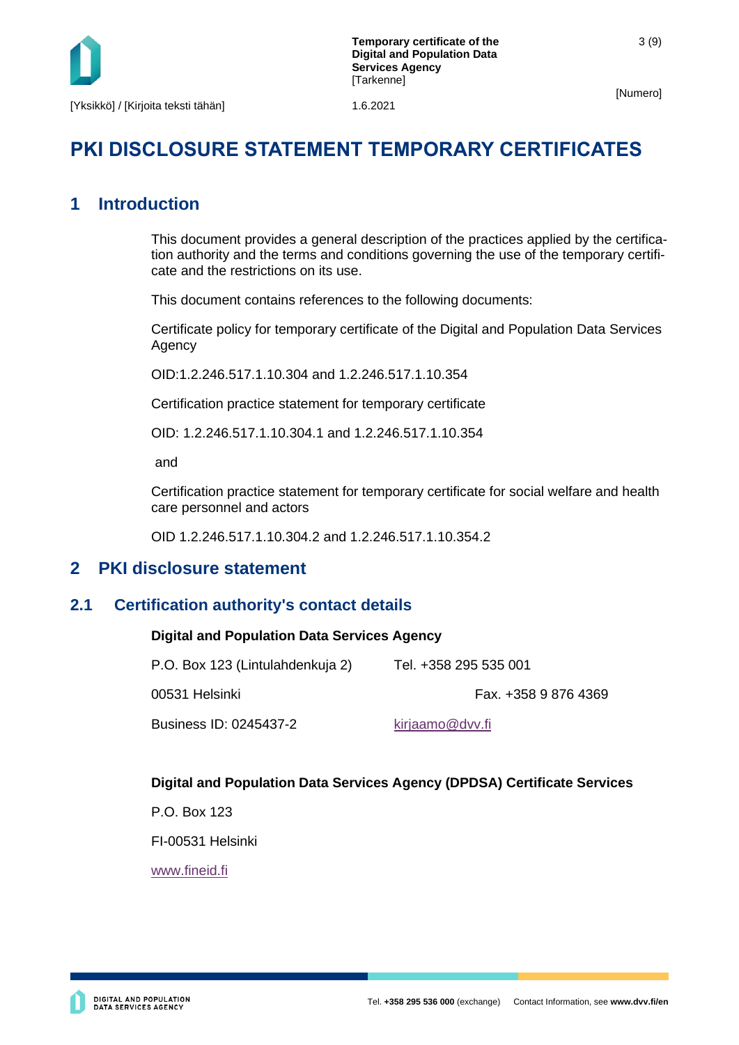# PKI DISCLOSURE STATEMENT TEMPORARY CERTIFICATES

## 1 Introduction

This document provides a general description of the practices applied by the certification authority and the terms and conditions governing the use of the temporary certificate and the restrictions on its use.

This document contains references to the following documents:

Certificate policy for temporary certificate of the Digital and Population Data Services Agency

OID:1.2.246.517.1.10.304 and 1.2.246.517.1.10.354

Certification practice statement for temporary certificate

OID: 1.2.246.517.1.10.304.1 and 1.2.246.517.1.10.354

and

Certification practice statement for temporary certificate for social welfare and health care personnel and actors

OID 1.2.246.517.1.10.304.2 and 1.2.246.517.1.10.354.2

## 2 PKI disclosure statement

### 2.1 Certification authority's contact details

**Digital and Population Data Services Agency**

P.O. Box 123 (Lintulahdenkuja 2) Tel. +358 295 535 001

00531 Helsinki Fax. +358 9 876 4369

Business ID: 0245437-2 kirjaamo@dvv.fi

**Digital and Population Data Services Agency (DPDSA) Certificate Services**

P.O. Box 123

FI-00531 Helsinki

www.fineid.fi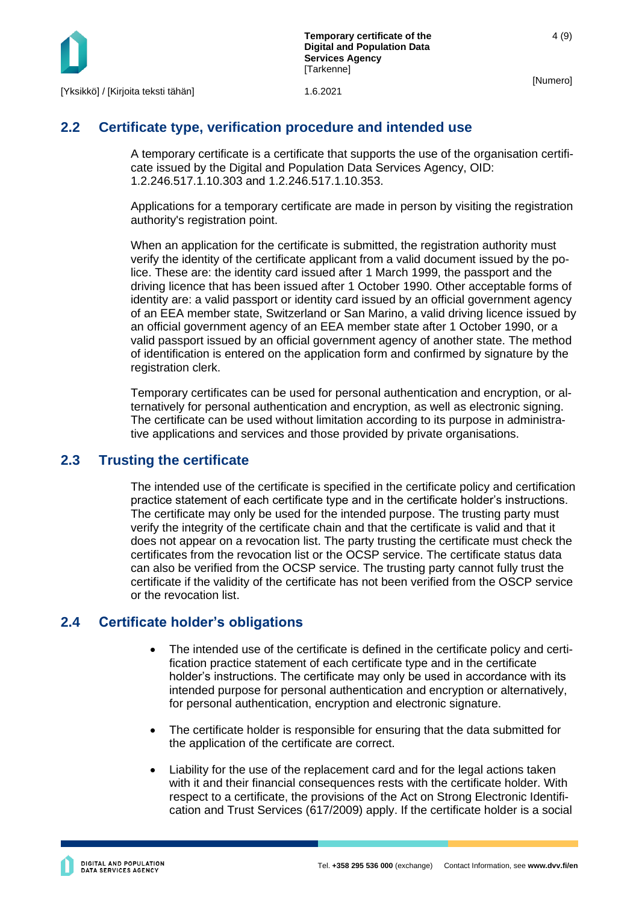## 2.2 Certificate type, verification procedure and intended use

A temporary certificate is a certificate that supports the use of the organisation certificate issued by the Digital and Population Data Services Agency, OID: 1.2.246.517.1.10.303 and 1.2.246.517.1.10.353.

Applications for a temporary certificate are made in person by visiting the registration authority's registration point.

When an application for the certificate is submitted, the registration authority must verify the identity of the certificate applicant from a valid document issued by the police. These are: the identity card issued after 1 March 1999, the passport and the driving licence that has been issued after 1 October 1990. Other acceptable forms of identity are: a valid passport or identity card issued by an official government agency of an EEA member state, Switzerland or San Marino, a valid driving licence issued by an official government agency of an EEA member state after 1 October 1990, or a valid passport issued by an official government agency of another state. The method of identification is entered on the application form and confirmed by signature by the registration clerk.

Temporary certificates can be used for personal authentication and encryption, or alternatively for personal authentication and encryption, as well as electronic signing. The certificate can be used without limitation according to its purpose in administrative applications and services and those provided by private organisations.

## 2.3 Trusting the certificate

The intended use of the certificate is specified in the certificate policy and certification practice statement of each certificate type and in the certificate holder's instructions. The certificate may only be used for the intended purpose. The trusting party must verify the integrity of the certificate chain and that the certificate is valid and that it does not appear on a revocation list. The party trusting the certificate must check the certificates from the revocation list or the OCSP service. The certificate status data can also be verified from the OCSP service. The trusting party cannot fully trust the certificate if the validity of the certificate has not been verified from the OSCP service or the revocation list.

## 2.4 Certificate holder's obligations

- The intended use of the certificate is defined in the certificate policy and certification practice statement of each certificate type and in the certificate holder's instructions. The certificate may only be used in accordance with its intended purpose for personal authentication and encryption or alternatively, for personal authentication, encryption and electronic signature.
- The certificate holder is responsible for ensuring that the data submitted for the application of the certificate are correct.
- Liability for the use of the replacement card and for the legal actions taken with it and their financial consequences rests with the certificate holder. With respect to a certificate, the provisions of the Act on Strong Electronic Identification and Trust Services (617/2009) apply. If the certificate holder is a social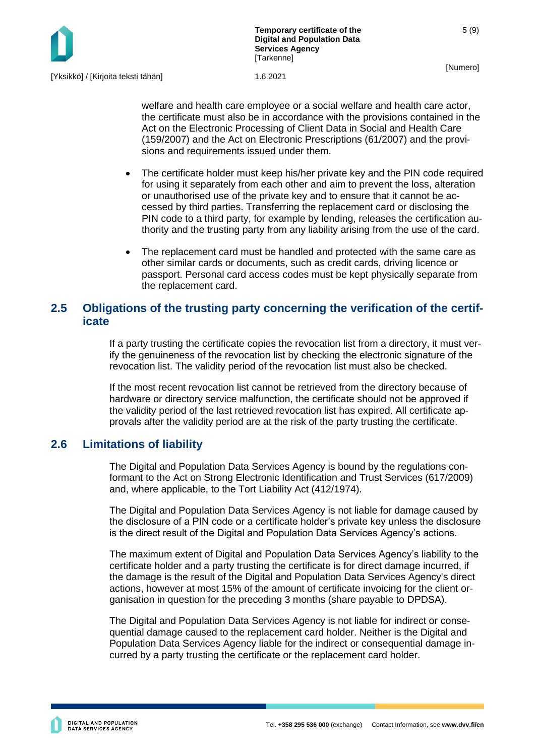welfare and health care employee or a social welfare and health care actor, the certificate must also be in accordance with the provisions contained in the Act on the Electronic Processing of Client Data in Social and Health Care (159/2007) and the Act on Electronic Prescriptions (61/2007) and the provisions and requirements issued under them.

- The certificate holder must keep his/her private key and the PIN code required for using it separately from each other and aim to prevent the loss, alteration or unauthorised use of the private key and to ensure that it cannot be accessed by third parties. Transferring the replacement card or disclosing the PIN code to a third party, for example by lending, releases the certification authority and the trusting party from any liability arising from the use of the card.

- The replacement card must be handled and protected with the same care as other similar cards or documents, such as credit cards, driving licence or passport. Personal card access codes must be kept physically separate from the replacement card.

## 2.5 Obligations of the trusting party concerning the verification of the certificate

If a party trusting the certificate copies the revocation list from a directory, it must verify the genuineness of the revocation list by checking the electronic signature of the revocation list. The validity period of the revocation list must also be checked.

If the most recent revocation list cannot be retrieved from the directory because of hardware or directory service malfunction, the certificate should not be approved if the validity period of the last retrieved revocation list has expired. All certificate approvals after the validity period are at the risk of the party trusting the certificate.

## 2.6 Limitations of liability

The Digital and Population Data Services Agency is bound by the regulations conformant to the Act on Strong Electronic Identification and Trust Services (617/2009) and, where applicable, to the Tort Liability Act (412/1974).

The Digital and Population Data Services Agency is not liable for damage caused by the disclosure of a PIN code or a certificate holder's private key unless the disclosure is the direct result of the Digital and Population Data Services Agency's actions.

The maximum extent of Digital and Population Data Services Agency's liability to the certificate holder and a party trusting the certificate is for direct damage incurred, if the damage is the result of the Digital and Population Data Services Agency's direct actions, however at most 15% of the amount of certificate invoicing for the client organisation in question for the preceding 3 months (share payable to DPDSA).

The Digital and Population Data Services Agency is not liable for indirect or consequential damage caused to the replacement card holder. Neither is the Digital and Population Data Services Agency liable for the indirect or consequential damage incurred by a party trusting the certificate or the replacement card holder.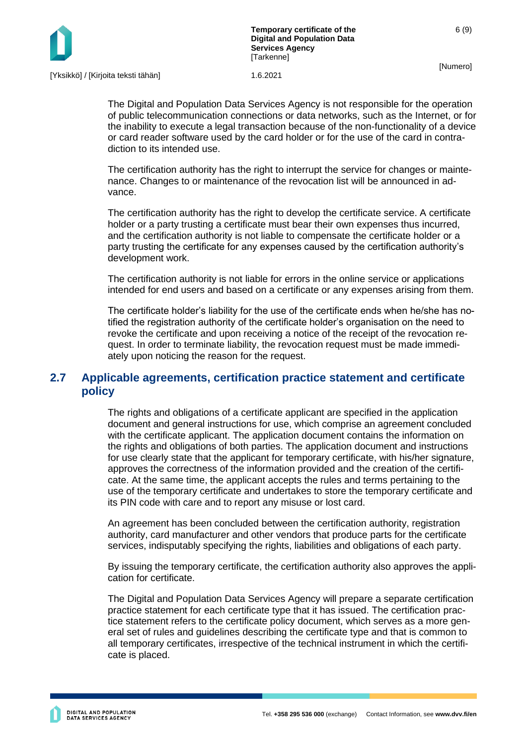The Digital and Population Data Services Agency is not responsible for the operation of public telecommunication connections or data networks, such as the Internet, or for the inability to execute a legal transaction because of the non-functionality of a device or card reader software used by the card holder or for the use of the card in contradiction to its intended use.

The certification authority has the right to interrupt the service for changes or maintenance. Changes to or maintenance of the revocation list will be announced in advance.

The certification authority has the right to develop the certificate service. A certificate holder or a party trusting a certificate must bear their own expenses thus incurred, and the certification authority is not liable to compensate the certificate holder or a party trusting the certificate for any expenses caused by the certification authority's development work.

The certification authority is not liable for errors in the online service or applications intended for end users and based on a certificate or any expenses arising from them.

The certificate holder's liability for the use of the certificate ends when he/she has notified the registration authority of the certificate holder's organisation on the need to revoke the certificate and upon receiving a notice of the receipt of the revocation request. In order to terminate liability, the revocation request must be made immediately upon noticing the reason for the request.

## 2.7 Applicable agreements, certification practice statement and certificate policy

The rights and obligations of a certificate applicant are specified in the application document and general instructions for use, which comprise an agreement concluded with the certificate applicant. The application document contains the information on the rights and obligations of both parties. The application document and instructions for use clearly state that the applicant for temporary certificate, with his/her signature, approves the correctness of the information provided and the creation of the certificate. At the same time, the applicant accepts the rules and terms pertaining to the use of the temporary certificate and undertakes to store the temporary certificate and its PIN code with care and to report any misuse or lost card.

An agreement has been concluded between the certification authority, registration authority, card manufacturer and other vendors that produce parts for the certificate services, indisputably specifying the rights, liabilities and obligations of each party.

By issuing the temporary certificate, the certification authority also approves the application for certificate.

The Digital and Population Data Services Agency will prepare a separate certification practice statement for each certificate type that it has issued. The certification practice statement refers to the certificate policy document, which serves as a more general set of rules and guidelines describing the certificate type and that is common to all temporary certificates, irrespective of the technical instrument in which the certificate is placed.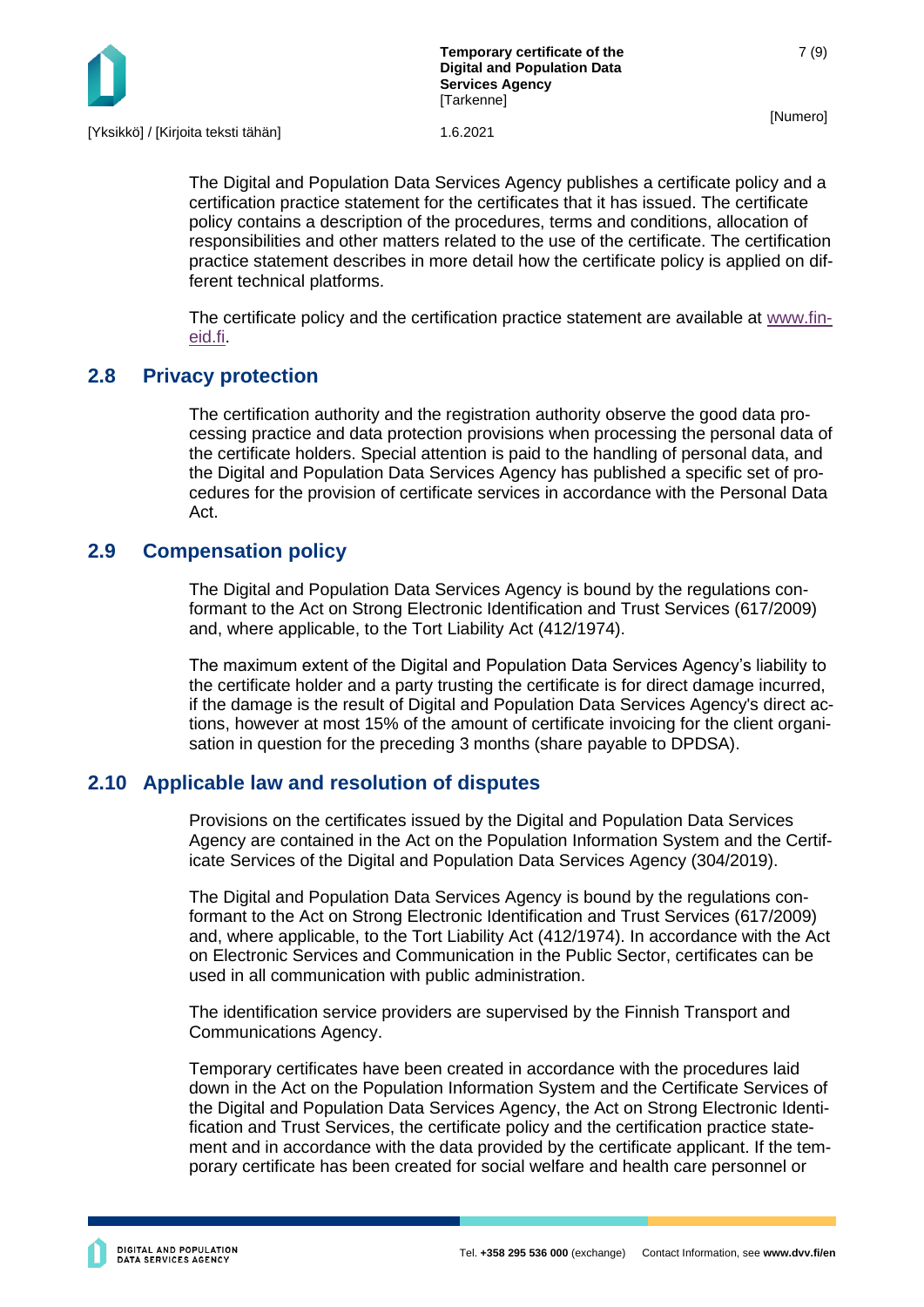The Digital and Population Data Services Agency publishes a certificate policy and a certification practice statement for the certificates that it has issued. The certificate policy contains a description of the procedures, terms and conditions, allocation of responsibilities and other matters related to the use of the certificate. The certification practice statement describes in more detail how the certificate policy is applied on different technical platforms.

The certificate policy and the certification practice statement are available at www.fineid.fi.

## 2.8 Privacy protection

The certification authority and the registration authority observe the good data processing practice and data protection provisions when processing the personal data of the certificate holders. Special attention is paid to the handling of personal data, and the Digital and Population Data Services Agency has published a specific set of procedures for the provision of certificate services in accordance with the Personal Data Act.

## 2.9 Compensation policy

The Digital and Population Data Services Agency is bound by the regulations conformant to the Act on Strong Electronic Identification and Trust Services (617/2009) and, where applicable, to the Tort Liability Act (412/1974).

The maximum extent of the Digital and Population Data Services Agency's liability to the certificate holder and a party trusting the certificate is for direct damage incurred, if the damage is the result of Digital and Population Data Services Agency's direct actions, however at most 15% of the amount of certificate invoicing for the client organisation in question for the preceding 3 months (share payable to DPDSA).

## 2.10 Applicable law and resolution of disputes

Provisions on the certificates issued by the Digital and Population Data Services Agency are contained in the Act on the Population Information System and the Certificate Services of the Digital and Population Data Services Agency (304/2019).

The Digital and Population Data Services Agency is bound by the regulations conformant to the Act on Strong Electronic Identification and Trust Services (617/2009) and, where applicable, to the Tort Liability Act (412/1974). In accordance with the Act on Electronic Services and Communication in the Public Sector, certificates can be used in all communication with public administration.

The identification service providers are supervised by the Finnish Transport and Communications Agency.

Temporary certificates have been created in accordance with the procedures laid down in the Act on the Population Information System and the Certificate Services of the Digital and Population Data Services Agency, the Act on Strong Electronic Identification and Trust Services, the certificate policy and the certification practice statement and in accordance with the data provided by the certificate applicant. If the temporary certificate has been created for social welfare and health care personnel or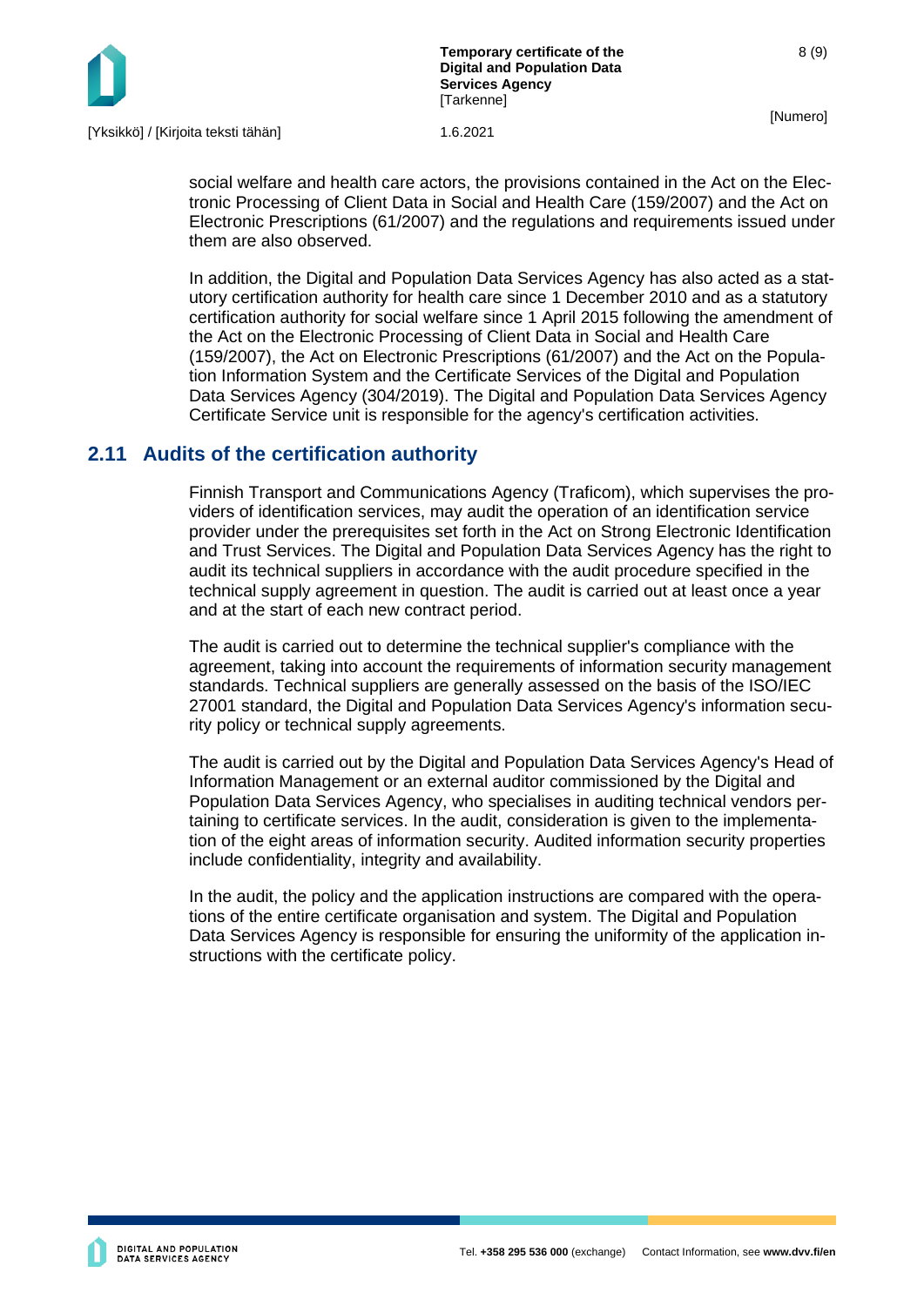social welfare and health care actors, the provisions contained in the Act on the Electronic Processing of Client Data in Social and Health Care (159/2007) and the Act on Electronic Prescriptions (61/2007) and the regulations and requirements issued under them are also observed.

In addition, the Digital and Population Data Services Agency has also acted as a statutory certification authority for health care since 1 December 2010 and as a statutory certification authority for social welfare since 1 April 2015 following the amendment of the Act on the Electronic Processing of Client Data in Social and Health Care (159/2007), the Act on Electronic Prescriptions (61/2007) and the Act on the Population Information System and the Certificate Services of the Digital and Population Data Services Agency (304/2019). The Digital and Population Data Services Agency Certificate Service unit is responsible for the agency's certification activities.

## 2.11 Audits of the certification authority

Finnish Transport and Communications Agency (Traficom), which supervises the providers of identification services, may audit the operation of an identification service provider under the prerequisites set forth in the Act on Strong Electronic Identification and Trust Services. The Digital and Population Data Services Agency has the right to audit its technical suppliers in accordance with the audit procedure specified in the technical supply agreement in question. The audit is carried out at least once a year and at the start of each new contract period.

The audit is carried out to determine the technical supplier's compliance with the agreement, taking into account the requirements of information security management standards. Technical suppliers are generally assessed on the basis of the ISO/IEC 27001 standard, the Digital and Population Data Services Agency's information security policy or technical supply agreements.

The audit is carried out by the Digital and Population Data Services Agency's Head of Information Management or an external auditor commissioned by the Digital and Population Data Services Agency, who specialises in auditing technical vendors pertaining to certificate services. In the audit, consideration is given to the implementation of the eight areas of information security. Audited information security properties include confidentiality, integrity and availability.

In the audit, the policy and the application instructions are compared with the operations of the entire certificate organisation and system. The Digital and Population Data Services Agency is responsible for ensuring the uniformity of the application instructions with the certificate policy.